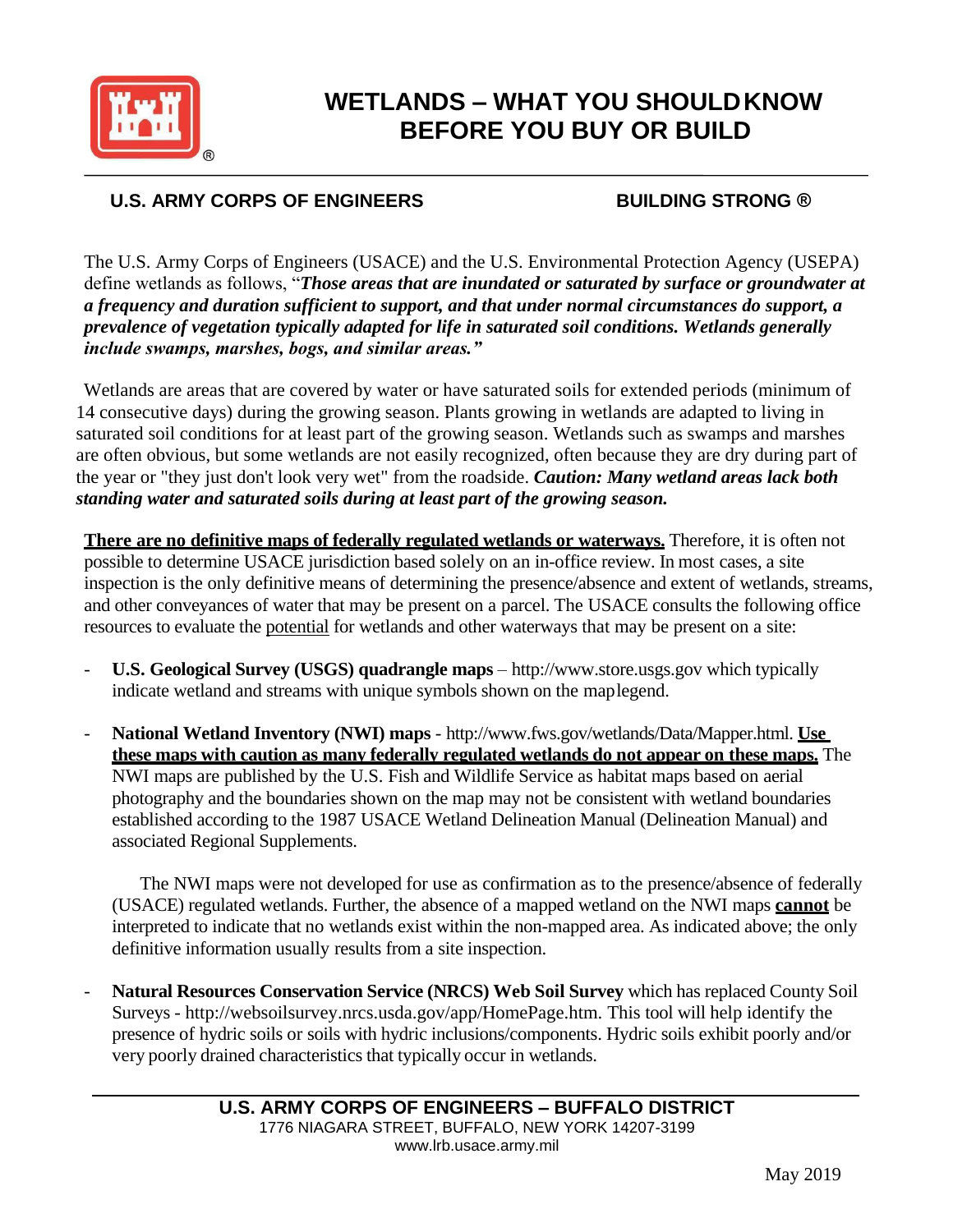# WETLANDS – WHAT YOU SHOULD KNOW BEFORE YOU BUY OR BUILD

**U.S. ARMY CORPS OF ENGINEERS** **BUILDING STRONG ®**

The U.S. Army Corps of Engineers (USACE) and the U.S. Environmental Protection Agency (USEPA) define wetlands as follows, "***Those areas that are inundated or saturated by surface or groundwater at a frequency and duration sufficient to support, and that under normal circumstances do support, a prevalence of vegetation typically adapted for life in saturated soil conditions. Wetlands generally include swamps, marshes, bogs, and similar areas.***"

Wetlands are areas that are covered by water or have saturated soils for extended periods (minimum of 14 consecutive days) during the growing season. Plants growing in wetlands are adapted to living in saturated soil conditions for at least part of the growing season. Wetlands such as swamps and marshes are often obvious, but some wetlands are not easily recognized, often because they are dry during part of the year or "they just don't look very wet" from the roadside. ***Caution: Many wetland areas lack both standing water and saturated soils during at least part of the growing season.***

**There are no definitive maps of federally regulated wetlands or waterways.** Therefore, it is often not possible to determine USACE jurisdiction based solely on an in-office review. In most cases, a site inspection is the only definitive means of determining the presence/absence and extent of wetlands, streams, and other conveyances of water that may be present on a parcel. The USACE consults the following office resources to evaluate the potential for wetlands and other waterways that may be present on a site:

- **U.S. Geological Survey (USGS) quadrangle maps** – http://www.store.usgs.gov which typically indicate wetland and streams with unique symbols shown on the map legend.

- **National Wetland Inventory (NWI) maps** - http://www.fws.gov/wetlands/Data/Mapper.html. **Use these maps with caution as many federally regulated wetlands do not appear on these maps.** The NWI maps are published by the U.S. Fish and Wildlife Service as habitat maps based on aerial photography and the boundaries shown on the map may not be consistent with wetland boundaries established according to the 1987 USACE Wetland Delineation Manual (Delineation Manual) and associated Regional Supplements.

  The NWI maps were not developed for use as confirmation as to the presence/absence of federally (USACE) regulated wetlands. Further, the absence of a mapped wetland on the NWI maps **cannot** be interpreted to indicate that no wetlands exist within the non-mapped area. As indicated above; the only definitive information usually results from a site inspection.

- **Natural Resources Conservation Service (NRCS) Web Soil Survey** which has replaced County Soil Surveys - http://websoilsurvey.nrcs.usda.gov/app/HomePage.htm. This tool will help identify the presence of hydric soils or soils with hydric inclusions/components. Hydric soils exhibit poorly and/or very poorly drained characteristics that typically occur in wetlands.

**U.S. ARMY CORPS OF ENGINEERS – BUFFALO DISTRICT**
1776 NIAGARA STREET, BUFFALO, NEW YORK 14207-3199
www.lrb.usace.army.mil

May 2019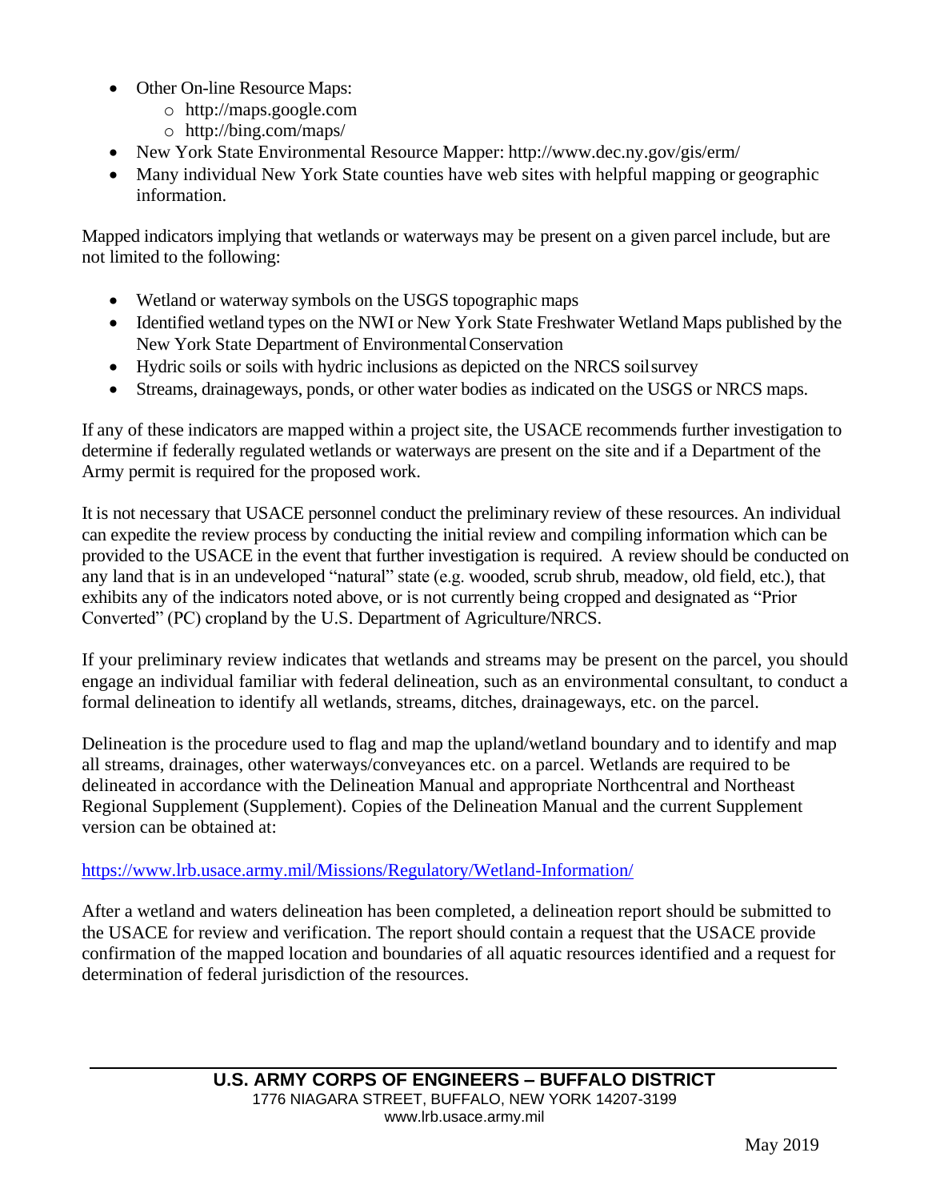- Other On-line Resource Maps:
  - http://maps.google.com
  - http://bing.com/maps/
- New York State Environmental Resource Mapper: http://www.dec.ny.gov/gis/erm/
- Many individual New York State counties have web sites with helpful mapping or geographic information.

Mapped indicators implying that wetlands or waterways may be present on a given parcel include, but are not limited to the following:

- Wetland or waterway symbols on the USGS topographic maps
- Identified wetland types on the NWI or New York State Freshwater Wetland Maps published by the New York State Department of Environmental Conservation
- Hydric soils or soils with hydric inclusions as depicted on the NRCS soil survey
- Streams, drainageways, ponds, or other water bodies as indicated on the USGS or NRCS maps.

If any of these indicators are mapped within a project site, the USACE recommends further investigation to determine if federally regulated wetlands or waterways are present on the site and if a Department of the Army permit is required for the proposed work.

It is not necessary that USACE personnel conduct the preliminary review of these resources. An individual can expedite the review process by conducting the initial review and compiling information which can be provided to the USACE in the event that further investigation is required. A review should be conducted on any land that is in an undeveloped "natural" state (e.g. wooded, scrub shrub, meadow, old field, etc.), that exhibits any of the indicators noted above, or is not currently being cropped and designated as "Prior Converted" (PC) cropland by the U.S. Department of Agriculture/NRCS.

If your preliminary review indicates that wetlands and streams may be present on the parcel, you should engage an individual familiar with federal delineation, such as an environmental consultant, to conduct a formal delineation to identify all wetlands, streams, ditches, drainageways, etc. on the parcel.

Delineation is the procedure used to flag and map the upland/wetland boundary and to identify and map all streams, drainages, other waterways/conveyances etc. on a parcel. Wetlands are required to be delineated in accordance with the Delineation Manual and appropriate Northcentral and Northeast Regional Supplement (Supplement). Copies of the Delineation Manual and the current Supplement version can be obtained at:

https://www.lrb.usace.army.mil/Missions/Regulatory/Wetland-Information/

After a wetland and waters delineation has been completed, a delineation report should be submitted to the USACE for review and verification. The report should contain a request that the USACE provide confirmation of the mapped location and boundaries of all aquatic resources identified and a request for determination of federal jurisdiction of the resources.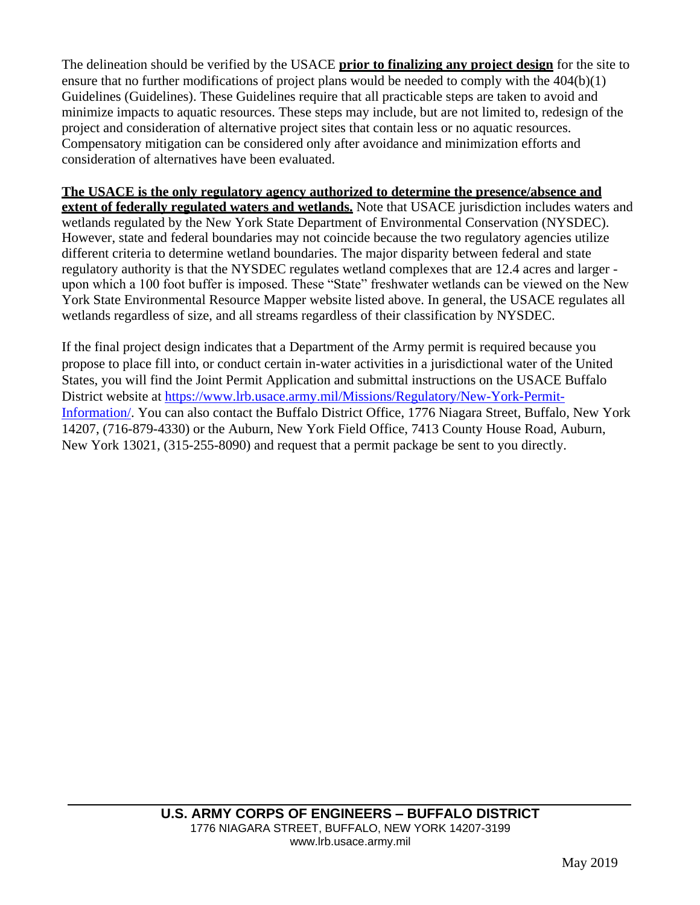The delineation should be verified by the USACE **prior to finalizing any project design** for the site to ensure that no further modifications of project plans would be needed to comply with the 404(b)(1) Guidelines (Guidelines). These Guidelines require that all practicable steps are taken to avoid and minimize impacts to aquatic resources. These steps may include, but are not limited to, redesign of the project and consideration of alternative project sites that contain less or no aquatic resources. Compensatory mitigation can be considered only after avoidance and minimization efforts and consideration of alternatives have been evaluated.

**The USACE is the only regulatory agency authorized to determine the presence/absence and extent of federally regulated waters and wetlands.** Note that USACE jurisdiction includes waters and wetlands regulated by the New York State Department of Environmental Conservation (NYSDEC). However, state and federal boundaries may not coincide because the two regulatory agencies utilize different criteria to determine wetland boundaries. The major disparity between federal and state regulatory authority is that the NYSDEC regulates wetland complexes that are 12.4 acres and larger - upon which a 100 foot buffer is imposed. These "State" freshwater wetlands can be viewed on the New York State Environmental Resource Mapper website listed above. In general, the USACE regulates all wetlands regardless of size, and all streams regardless of their classification by NYSDEC.

If the final project design indicates that a Department of the Army permit is required because you propose to place fill into, or conduct certain in-water activities in a jurisdictional water of the United States, you will find the Joint Permit Application and submittal instructions on the USACE Buffalo District website at [https://www.lrb.usace.army.mil/Missions/Regulatory/New-York-Permit-Information/](https://www.lrb.usace.army.mil/Missions/Regulatory/New-York-Permit-Information/). You can also contact the Buffalo District Office, 1776 Niagara Street, Buffalo, New York 14207, (716-879-4330) or the Auburn, New York Field Office, 7413 County House Road, Auburn, New York 13021, (315-255-8090) and request that a permit package be sent to you directly.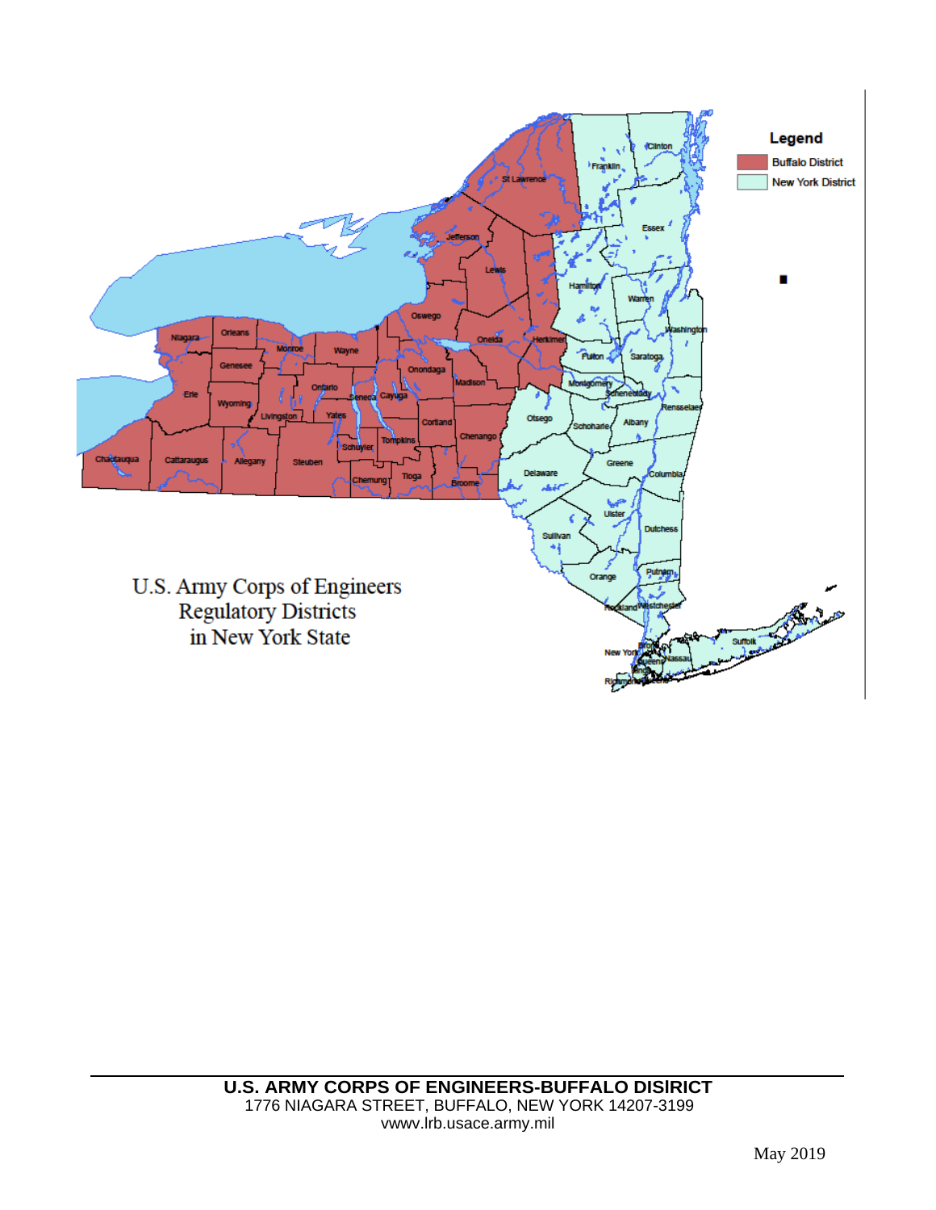Legend

Buffalo District

New York District

Niagara
Orleans
Monroe
Wayne
Genesee
Erie
Wyoming
Livingston
Ontario
Yates
Seneca
Cayuga
Onondaga
Oswego
Jefferson
St Lawrence
Lewis
Oneida
Herkimer
Madison
Cortland
Chenango
Tompkins
Schuyler
Chautauqua
Cattaraugus
Allegany
Steuben
Chemung
Tioga
Broome
Franklin
Clinton
Essex
Hamilton
Warren
Washington
Fulton
Saratoga
Montgomery
Schenectady
Otsego
Schoharie
Albany
Rensselaer
Delaware
Greene
Columbia
Ulster
Dutchess
Sullivan
Orange
Putnam
Rockland
Westchester
Bronx
New York
Queens
Kings
Richmond
Nassau
Suffolk

U.S. Army Corps of Engineers
Regulatory Districts
in New York State

**U.S. ARMY CORPS OF ENGINEERS-BUFFALO DISIRICT**
1776 NIAGARA STREET, BUFFALO, NEW YORK 14207-3199
vwww.lrb.usace.army.mil

May 2019